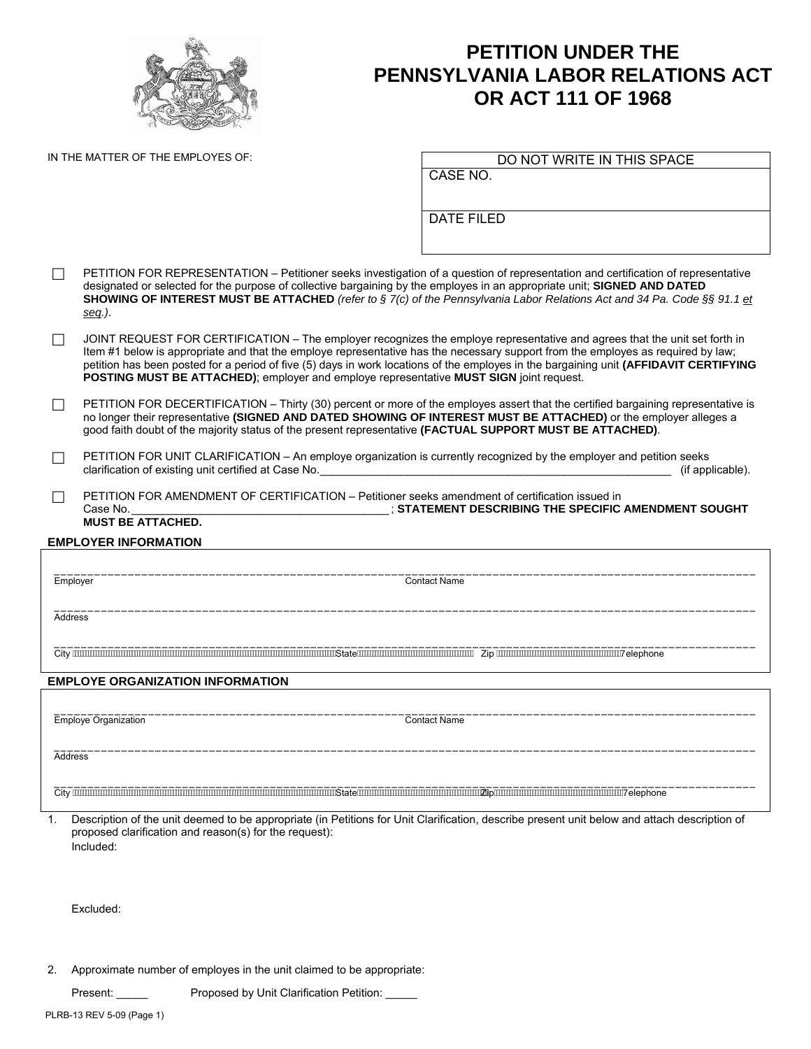# PETITION UNDER THE PENNSYLVANIA LABOR RELATIONS ACT OR ACT 111 OF 1968

IN THE MATTER OF THE EMPLOYES OF:

| DO NOT WRITE IN THIS SPACE |
|---|
| CASE NO. |
| DATE FILED |

☐ PETITION FOR REPRESENTATION – Petitioner seeks investigation of a question of representation and certification of representative designated or selected for the purpose of collective bargaining by the employes in an appropriate unit; **SIGNED AND DATED SHOWING OF INTEREST MUST BE ATTACHED** *(refer to § 7(c) of the Pennsylvania Labor Relations Act and 34 Pa. Code §§ 91.1 et seq.)*.

☐ JOINT REQUEST FOR CERTIFICATION – The employer recognizes the employe representative and agrees that the unit set forth in Item #1 below is appropriate and that the employe representative has the necessary support from the employes as required by law; petition has been posted for a period of five (5) days in work locations of the employes in the bargaining unit **(AFFIDAVIT CERTIFYING POSTING MUST BE ATTACHED)**; employer and employe representative **MUST SIGN** joint request.

☐ PETITION FOR DECERTIFICATION – Thirty (30) percent or more of the employes assert that the certified bargaining representative is no longer their representative **(SIGNED AND DATED SHOWING OF INTEREST MUST BE ATTACHED)** or the employer alleges a good faith doubt of the majority status of the present representative **(FACTUAL SUPPORT MUST BE ATTACHED)**.

☐ PETITION FOR UNIT CLARIFICATION – An employe organization is currently recognized by the employer and petition seeks clarification of existing unit certified at Case No.____________________________________________________________ (if applicable).

☐ PETITION FOR AMENDMENT OF CERTIFICATION – Petitioner seeks amendment of certification issued in Case No.__________________________________________ ; **STATEMENT DESCRIBING THE SPECIFIC AMENDMENT SOUGHT MUST BE ATTACHED.**

## EMPLOYER INFORMATION

Employer ______________________ Contact Name ______________________

Address ______________________

City ______________ State ______________ Zip ______________ Telephone ______________

## EMPLOYE ORGANIZATION INFORMATION

Employe Organization ______________________ Contact Name ______________________

Address ______________________

City ______________ State ______________ Zip ______________ Telephone ______________

1. Description of the unit deemed to be appropriate (in Petitions for Unit Clarification, describe present unit below and attach description of proposed clarification and reason(s) for the request):

   Included:

   Excluded:

2. Approximate number of employes in the unit claimed to be appropriate:

   Present: _____ Proposed by Unit Clarification Petition: _____

PLRB-13 REV 5-09 (Page 1)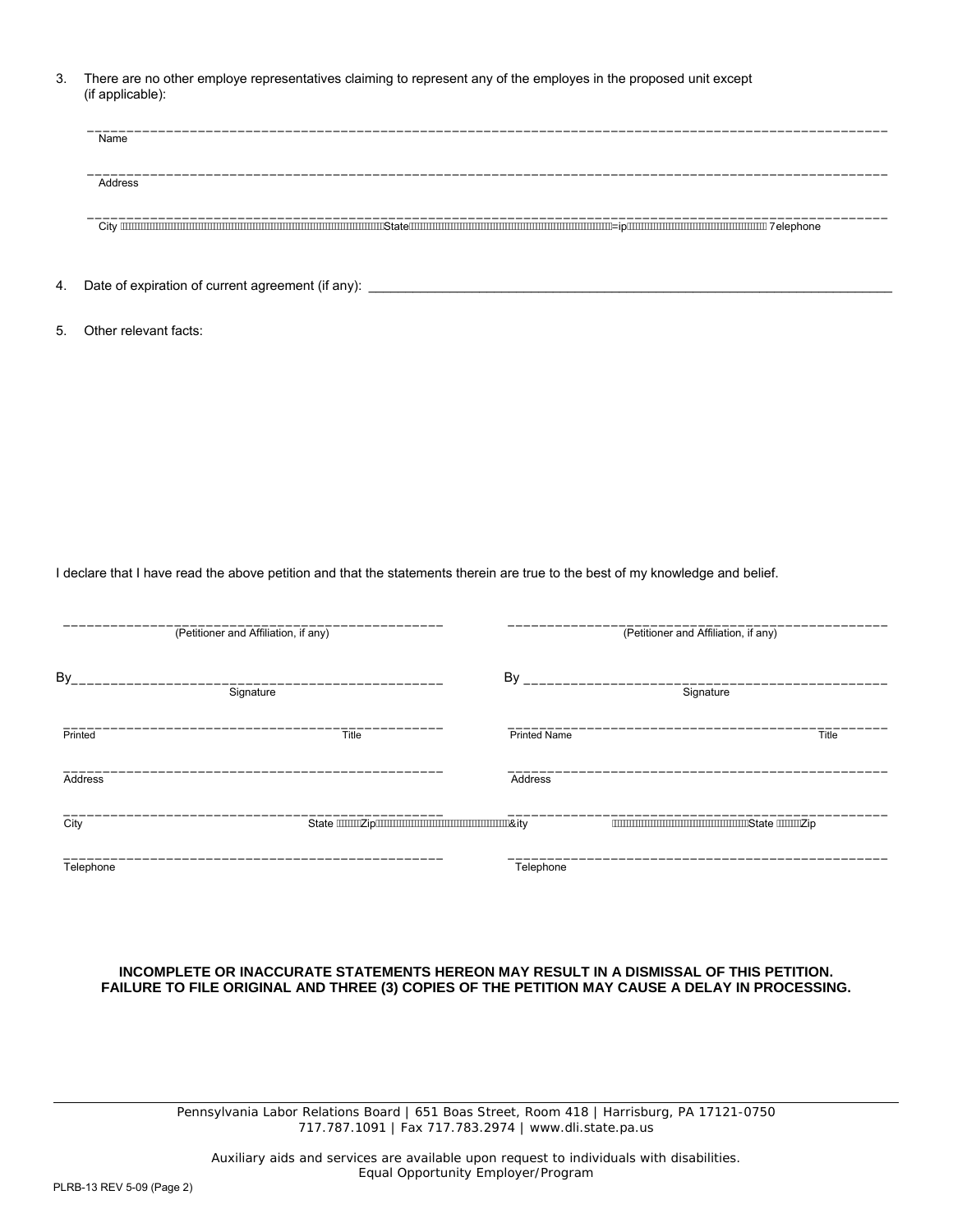3. There are no other employe representatives claiming to represent any of the employes in the proposed unit except (if applicable):

_______________________________________________________________________________
Name

_______________________________________________________________________________
Address

_______________________________________________________________________________
City State Zip Telephone

4. Date of expiration of current agreement (if any): ______________________________________________

5. Other relevant facts:

I declare that I have read the above petition and that the statements therein are true to the best of my knowledge and belief.

| | |
|---|---|
| ______________________________ (Petitioner and Affiliation, if any) | ______________________________ (Petitioner and Affiliation, if any) |
| By______________________________ Signature | By ______________________________ Signature |
| ______________________________ Printed Title | ______________________________ Printed Name Title |
| ______________________________ Address | ______________________________ Address |
| ______________________________ City State Zip | ______________________________ City State Zip |
| ______________________________ Telephone | ______________________________ Telephone |

**INCOMPLETE OR INACCURATE STATEMENTS HEREON MAY RESULT IN A DISMISSAL OF THIS PETITION.**
**FAILURE TO FILE ORIGINAL AND THREE (3) COPIES OF THE PETITION MAY CAUSE A DELAY IN PROCESSING.**

Pennsylvania Labor Relations Board | 651 Boas Street, Room 418 | Harrisburg, PA 17121-0750
717.787.1091 | Fax 717.783.2974 | www.dli.state.pa.us

*Auxiliary aids and services are available upon request to individuals with disabilities.*
*Equal Opportunity Employer/Program*

PLRB-13 REV 5-09 (Page 2)